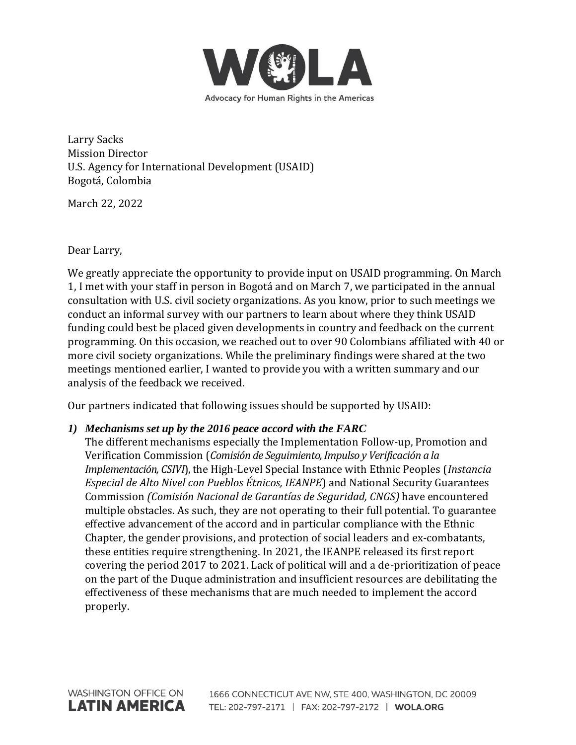WOLA

Advocacy for Human Rights in the Americas

Larry Sacks
Mission Director
U.S. Agency for International Development (USAID)
Bogotá, Colombia

March 22, 2022

Dear Larry,

We greatly appreciate the opportunity to provide input on USAID programming. On March 1, I met with your staff in person in Bogotá and on March 7, we participated in the annual consultation with U.S. civil society organizations. As you know, prior to such meetings we conduct an informal survey with our partners to learn about where they think USAID funding could best be placed given developments in country and feedback on the current programming. On this occasion, we reached out to over 90 Colombians affiliated with 40 or more civil society organizations. While the preliminary findings were shared at the two meetings mentioned earlier, I wanted to provide you with a written summary and our analysis of the feedback we received.

Our partners indicated that following issues should be supported by USAID:

1) ***Mechanisms set up by the 2016 peace accord with the FARC***

   The different mechanisms especially the Implementation Follow-up, Promotion and Verification Commission (*Comisión de Seguimiento, Impulso y Verificación a la Implementación, CSIVI*), the High-Level Special Instance with Ethnic Peoples (*Instancia Especial de Alto Nivel con Pueblos Étnicos, IEANPE*) and National Security Guarantees Commission *(Comisión Nacional de Garantías de Seguridad, CNGS)* have encountered multiple obstacles. As such, they are not operating to their full potential. To guarantee effective advancement of the accord and in particular compliance with the Ethnic Chapter, the gender provisions, and protection of social leaders and ex-combatants, these entities require strengthening. In 2021, the IEANPE released its first report covering the period 2017 to 2021. Lack of political will and a de-prioritization of peace on the part of the Duque administration and insufficient resources are debilitating the effectiveness of these mechanisms that are much needed to implement the accord properly.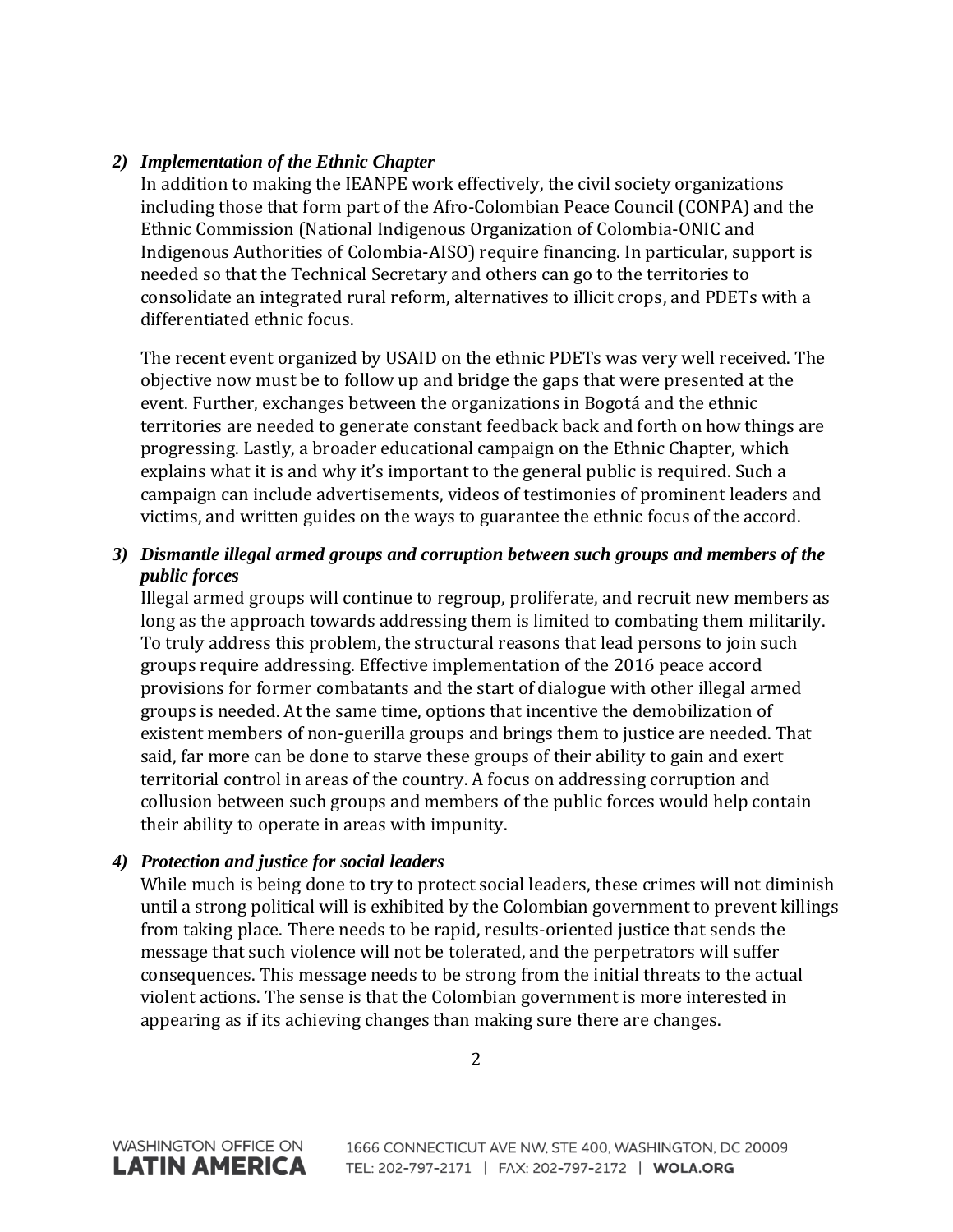2) ***Implementation of the Ethnic Chapter***

In addition to making the IEANPE work effectively, the civil society organizations including those that form part of the Afro-Colombian Peace Council (CONPA) and the Ethnic Commission (National Indigenous Organization of Colombia-ONIC and Indigenous Authorities of Colombia-AISO) require financing. In particular, support is needed so that the Technical Secretary and others can go to the territories to consolidate an integrated rural reform, alternatives to illicit crops, and PDETs with a differentiated ethnic focus.

The recent event organized by USAID on the ethnic PDETs was very well received. The objective now must be to follow up and bridge the gaps that were presented at the event. Further, exchanges between the organizations in Bogotá and the ethnic territories are needed to generate constant feedback back and forth on how things are progressing. Lastly, a broader educational campaign on the Ethnic Chapter, which explains what it is and why it's important to the general public is required. Such a campaign can include advertisements, videos of testimonies of prominent leaders and victims, and written guides on the ways to guarantee the ethnic focus of the accord.

3) ***Dismantle illegal armed groups and corruption between such groups and members of the public forces***

Illegal armed groups will continue to regroup, proliferate, and recruit new members as long as the approach towards addressing them is limited to combating them militarily. To truly address this problem, the structural reasons that lead persons to join such groups require addressing. Effective implementation of the 2016 peace accord provisions for former combatants and the start of dialogue with other illegal armed groups is needed. At the same time, options that incentive the demobilization of existent members of non-guerilla groups and brings them to justice are needed. That said, far more can be done to starve these groups of their ability to gain and exert territorial control in areas of the country. A focus on addressing corruption and collusion between such groups and members of the public forces would help contain their ability to operate in areas with impunity.

4) ***Protection and justice for social leaders***

While much is being done to try to protect social leaders, these crimes will not diminish until a strong political will is exhibited by the Colombian government to prevent killings from taking place. There needs to be rapid, results-oriented justice that sends the message that such violence will not be tolerated, and the perpetrators will suffer consequences. This message needs to be strong from the initial threats to the actual violent actions. The sense is that the Colombian government is more interested in appearing as if its achieving changes than making sure there are changes.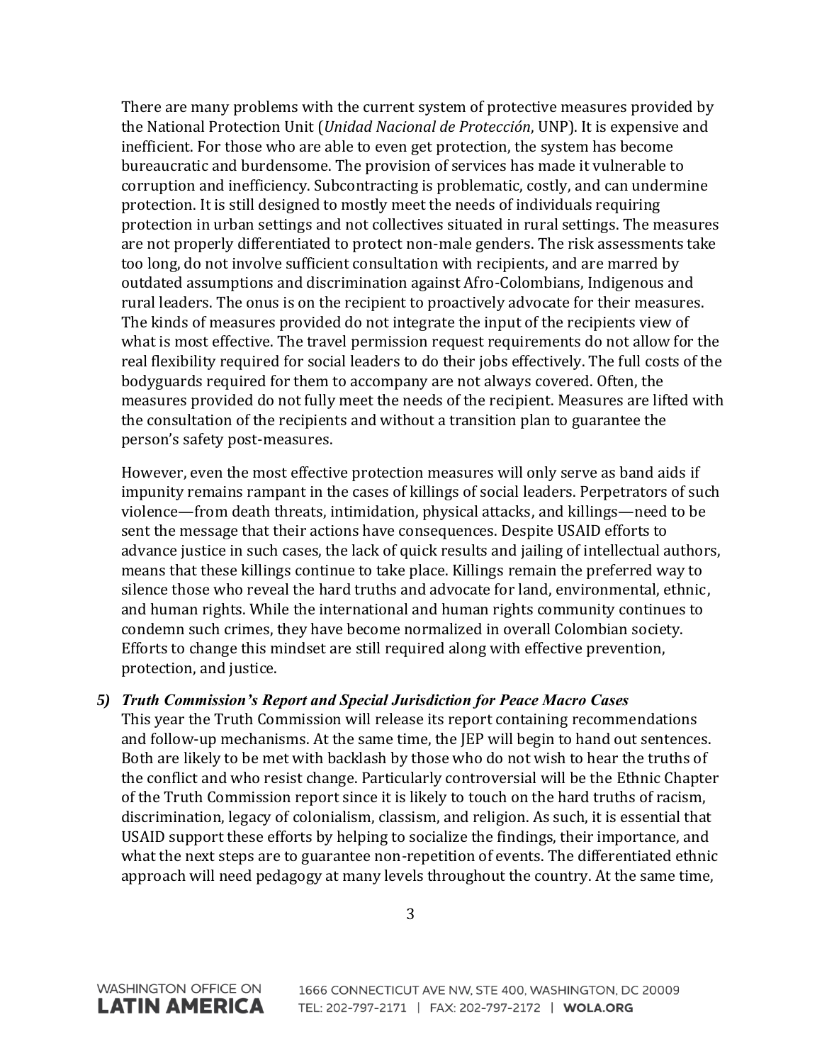There are many problems with the current system of protective measures provided by the National Protection Unit (*Unidad Nacional de Protección*, UNP). It is expensive and inefficient. For those who are able to even get protection, the system has become bureaucratic and burdensome. The provision of services has made it vulnerable to corruption and inefficiency. Subcontracting is problematic, costly, and can undermine protection. It is still designed to mostly meet the needs of individuals requiring protection in urban settings and not collectives situated in rural settings. The measures are not properly differentiated to protect non-male genders. The risk assessments take too long, do not involve sufficient consultation with recipients, and are marred by outdated assumptions and discrimination against Afro-Colombians, Indigenous and rural leaders. The onus is on the recipient to proactively advocate for their measures. The kinds of measures provided do not integrate the input of the recipients view of what is most effective. The travel permission request requirements do not allow for the real flexibility required for social leaders to do their jobs effectively. The full costs of the bodyguards required for them to accompany are not always covered. Often, the measures provided do not fully meet the needs of the recipient. Measures are lifted with the consultation of the recipients and without a transition plan to guarantee the person's safety post-measures.

However, even the most effective protection measures will only serve as band aids if impunity remains rampant in the cases of killings of social leaders. Perpetrators of such violence—from death threats, intimidation, physical attacks, and killings—need to be sent the message that their actions have consequences. Despite USAID efforts to advance justice in such cases, the lack of quick results and jailing of intellectual authors, means that these killings continue to take place. Killings remain the preferred way to silence those who reveal the hard truths and advocate for land, environmental, ethnic, and human rights. While the international and human rights community continues to condemn such crimes, they have become normalized in overall Colombian society. Efforts to change this mindset are still required along with effective prevention, protection, and justice.

5) ***Truth Commission's Report and Special Jurisdiction for Peace Macro Cases***

This year the Truth Commission will release its report containing recommendations and follow-up mechanisms. At the same time, the JEP will begin to hand out sentences. Both are likely to be met with backlash by those who do not wish to hear the truths of the conflict and who resist change. Particularly controversial will be the Ethnic Chapter of the Truth Commission report since it is likely to touch on the hard truths of racism, discrimination, legacy of colonialism, classism, and religion. As such, it is essential that USAID support these efforts by helping to socialize the findings, their importance, and what the next steps are to guarantee non-repetition of events. The differentiated ethnic approach will need pedagogy at many levels throughout the country. At the same time,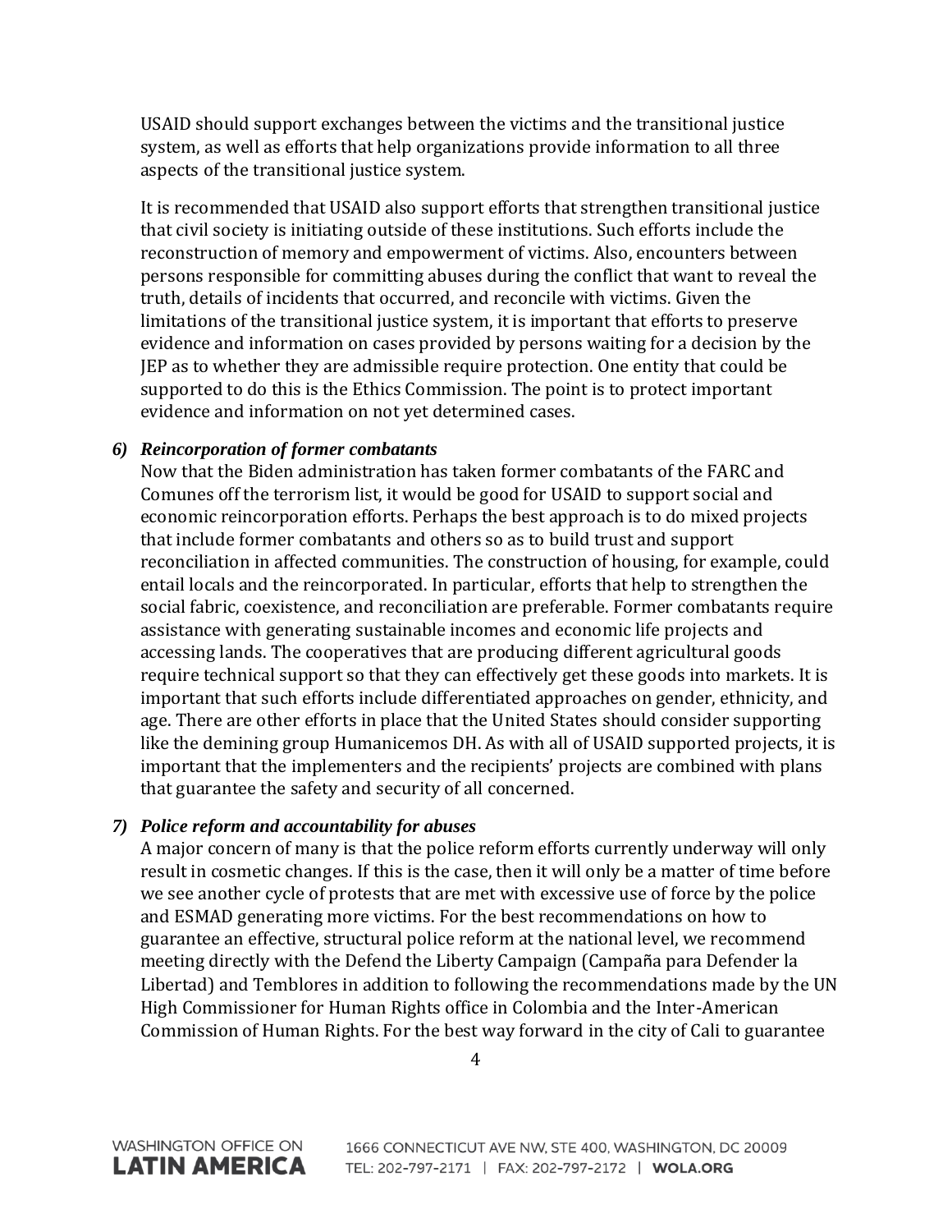USAID should support exchanges between the victims and the transitional justice system, as well as efforts that help organizations provide information to all three aspects of the transitional justice system.

It is recommended that USAID also support efforts that strengthen transitional justice that civil society is initiating outside of these institutions. Such efforts include the reconstruction of memory and empowerment of victims. Also, encounters between persons responsible for committing abuses during the conflict that want to reveal the truth, details of incidents that occurred, and reconcile with victims. Given the limitations of the transitional justice system, it is important that efforts to preserve evidence and information on cases provided by persons waiting for a decision by the JEP as to whether they are admissible require protection. One entity that could be supported to do this is the Ethics Commission. The point is to protect important evidence and information on not yet determined cases.

***6) Reincorporation of former combatants***

Now that the Biden administration has taken former combatants of the FARC and Comunes off the terrorism list, it would be good for USAID to support social and economic reincorporation efforts. Perhaps the best approach is to do mixed projects that include former combatants and others so as to build trust and support reconciliation in affected communities. The construction of housing, for example, could entail locals and the reincorporated. In particular, efforts that help to strengthen the social fabric, coexistence, and reconciliation are preferable. Former combatants require assistance with generating sustainable incomes and economic life projects and accessing lands. The cooperatives that are producing different agricultural goods require technical support so that they can effectively get these goods into markets. It is important that such efforts include differentiated approaches on gender, ethnicity, and age. There are other efforts in place that the United States should consider supporting like the demining group Humanicemos DH. As with all of USAID supported projects, it is important that the implementers and the recipients' projects are combined with plans that guarantee the safety and security of all concerned.

***7) Police reform and accountability for abuses***

A major concern of many is that the police reform efforts currently underway will only result in cosmetic changes. If this is the case, then it will only be a matter of time before we see another cycle of protests that are met with excessive use of force by the police and ESMAD generating more victims. For the best recommendations on how to guarantee an effective, structural police reform at the national level, we recommend meeting directly with the Defend the Liberty Campaign (Campaña para Defender la Libertad) and Temblores in addition to following the recommendations made by the UN High Commissioner for Human Rights office in Colombia and the Inter-American Commission of Human Rights. For the best way forward in the city of Cali to guarantee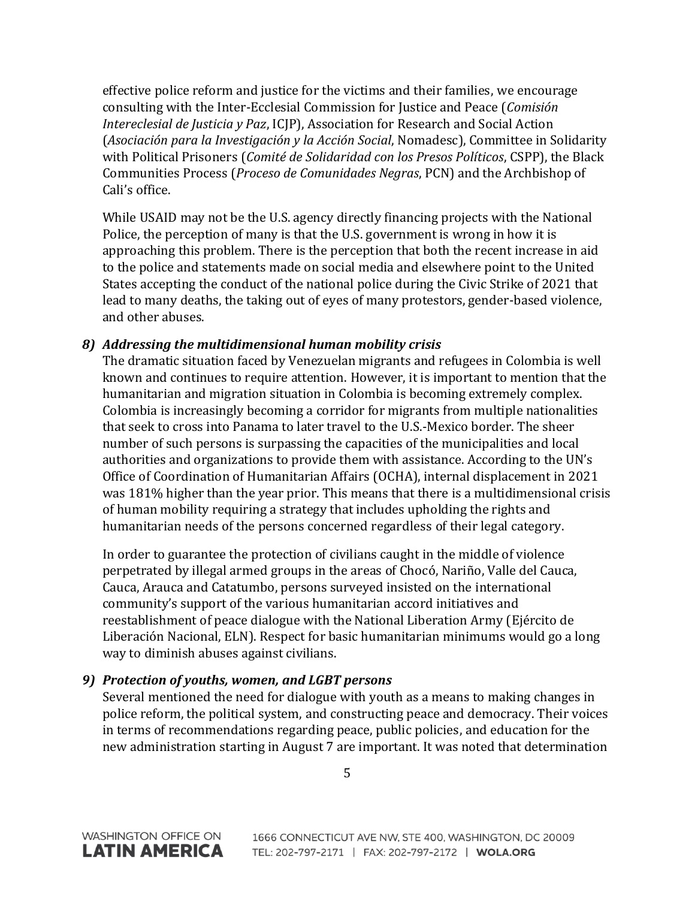effective police reform and justice for the victims and their families, we encourage consulting with the Inter-Ecclesial Commission for Justice and Peace (*Comisión Intereclesial de Justicia y Paz*, ICJP), Association for Research and Social Action (*Asociación para la Investigación y la Acción Social*, Nomadesc), Committee in Solidarity with Political Prisoners (*Comité de Solidaridad con los Presos Políticos*, CSPP), the Black Communities Process (*Proceso de Comunidades Negras*, PCN) and the Archbishop of Cali's office.

While USAID may not be the U.S. agency directly financing projects with the National Police, the perception of many is that the U.S. government is wrong in how it is approaching this problem. There is the perception that both the recent increase in aid to the police and statements made on social media and elsewhere point to the United States accepting the conduct of the national police during the Civic Strike of 2021 that lead to many deaths, the taking out of eyes of many protestors, gender-based violence, and other abuses.

### *8) Addressing the multidimensional human mobility crisis*

The dramatic situation faced by Venezuelan migrants and refugees in Colombia is well known and continues to require attention. However, it is important to mention that the humanitarian and migration situation in Colombia is becoming extremely complex. Colombia is increasingly becoming a corridor for migrants from multiple nationalities that seek to cross into Panama to later travel to the U.S.-Mexico border. The sheer number of such persons is surpassing the capacities of the municipalities and local authorities and organizations to provide them with assistance. According to the UN's Office of Coordination of Humanitarian Affairs (OCHA), internal displacement in 2021 was 181% higher than the year prior. This means that there is a multidimensional crisis of human mobility requiring a strategy that includes upholding the rights and humanitarian needs of the persons concerned regardless of their legal category.

In order to guarantee the protection of civilians caught in the middle of violence perpetrated by illegal armed groups in the areas of Chocó, Nariño, Valle del Cauca, Cauca, Arauca and Catatumbo, persons surveyed insisted on the international community's support of the various humanitarian accord initiatives and reestablishment of peace dialogue with the National Liberation Army (Ejército de Liberación Nacional, ELN). Respect for basic humanitarian minimums would go a long way to diminish abuses against civilians.

### *9) Protection of youths, women, and LGBT persons*

Several mentioned the need for dialogue with youth as a means to making changes in police reform, the political system, and constructing peace and democracy. Their voices in terms of recommendations regarding peace, public policies, and education for the new administration starting in August 7 are important. It was noted that determination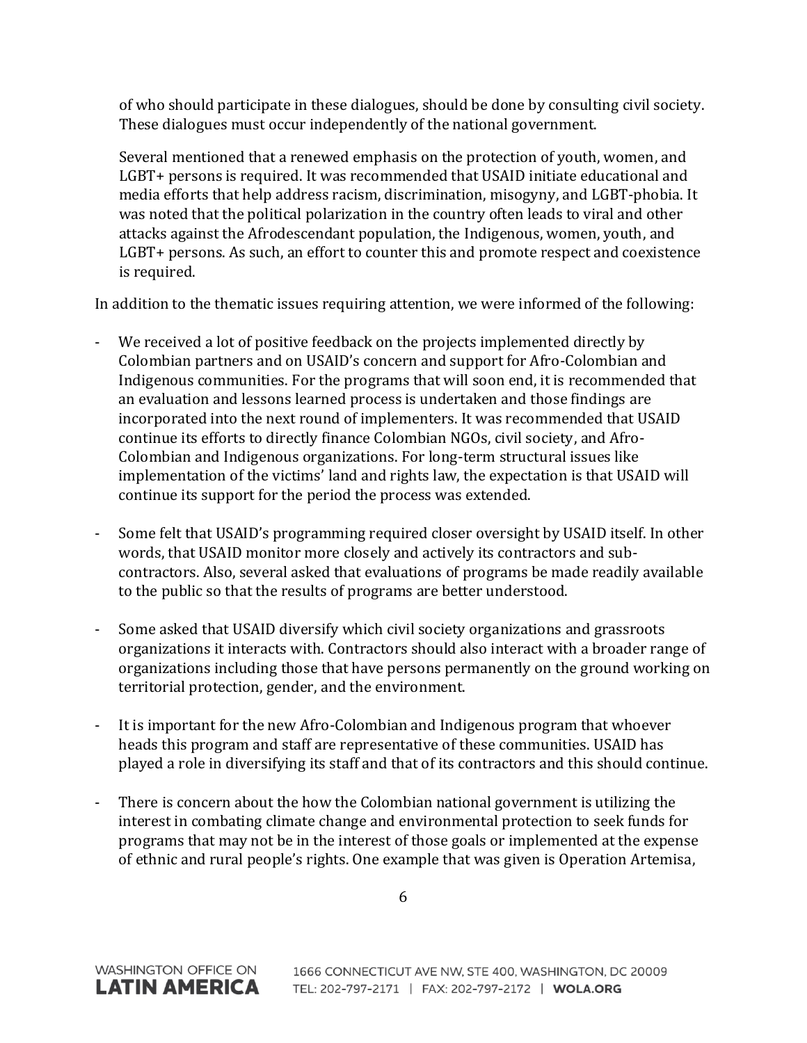of who should participate in these dialogues, should be done by consulting civil society. These dialogues must occur independently of the national government.

Several mentioned that a renewed emphasis on the protection of youth, women, and LGBT+ persons is required. It was recommended that USAID initiate educational and media efforts that help address racism, discrimination, misogyny, and LGBT-phobia. It was noted that the political polarization in the country often leads to viral and other attacks against the Afrodescendant population, the Indigenous, women, youth, and LGBT+ persons. As such, an effort to counter this and promote respect and coexistence is required.

In addition to the thematic issues requiring attention, we were informed of the following:

- We received a lot of positive feedback on the projects implemented directly by Colombian partners and on USAID's concern and support for Afro-Colombian and Indigenous communities. For the programs that will soon end, it is recommended that an evaluation and lessons learned process is undertaken and those findings are incorporated into the next round of implementers. It was recommended that USAID continue its efforts to directly finance Colombian NGOs, civil society, and Afro-Colombian and Indigenous organizations. For long-term structural issues like implementation of the victims' land and rights law, the expectation is that USAID will continue its support for the period the process was extended.

- Some felt that USAID's programming required closer oversight by USAID itself. In other words, that USAID monitor more closely and actively its contractors and sub-contractors. Also, several asked that evaluations of programs be made readily available to the public so that the results of programs are better understood.

- Some asked that USAID diversify which civil society organizations and grassroots organizations it interacts with. Contractors should also interact with a broader range of organizations including those that have persons permanently on the ground working on territorial protection, gender, and the environment.

- It is important for the new Afro-Colombian and Indigenous program that whoever heads this program and staff are representative of these communities. USAID has played a role in diversifying its staff and that of its contractors and this should continue.

- There is concern about the how the Colombian national government is utilizing the interest in combating climate change and environmental protection to seek funds for programs that may not be in the interest of those goals or implemented at the expense of ethnic and rural people's rights. One example that was given is Operation Artemisa,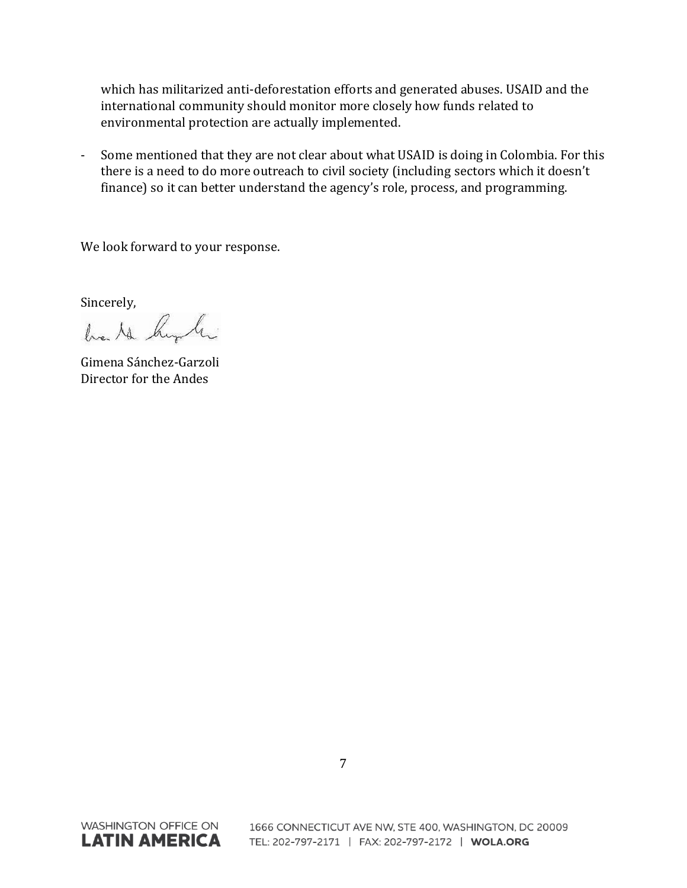which has militarized anti-deforestation efforts and generated abuses. USAID and the international community should monitor more closely how funds related to environmental protection are actually implemented.

- Some mentioned that they are not clear about what USAID is doing in Colombia. For this there is a need to do more outreach to civil society (including sectors which it doesn't finance) so it can better understand the agency's role, process, and programming.

We look forward to your response.

Sincerely,

Gimena Sánchez-Garzoli
Director for the Andes